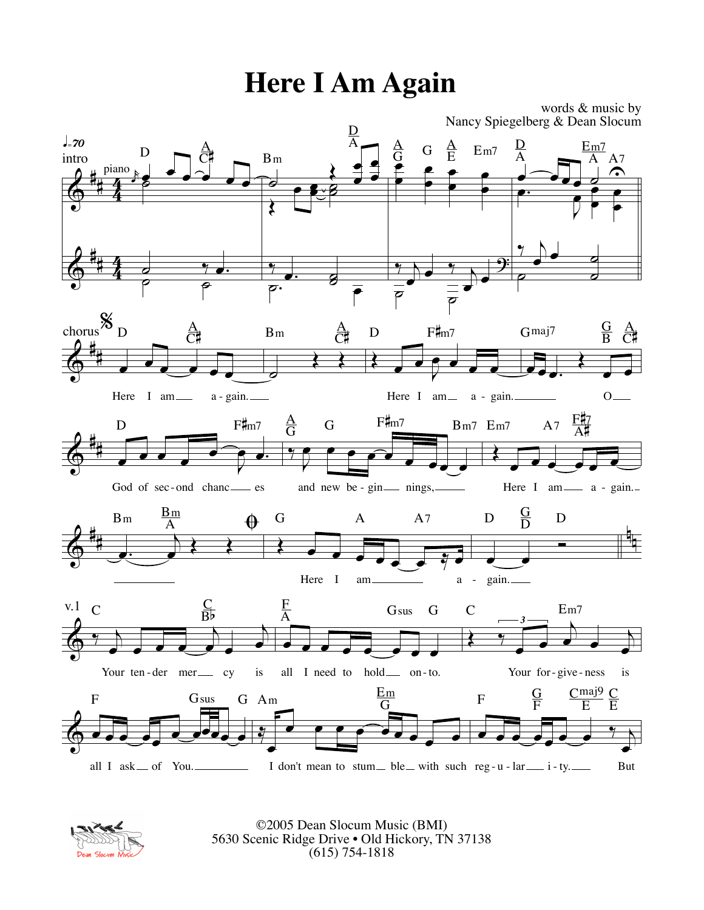# Here I Am Again

words & music by
Nancy Spiegelberg & Dean Slocum

intro

chorus

Here I am again. Here I am again. O God of second chances and new beginnings, Here I am again.

Here I am again.

v.1

Your tender mercy is all I need to hold on to. Your forgiveness is all I ask of You. I don't mean to stumble with such regularity. But

©2005 Dean Slocum Music (BMI)
5630 Scenic Ridge Drive • Old Hickory, TN 37138
(615) 754-1818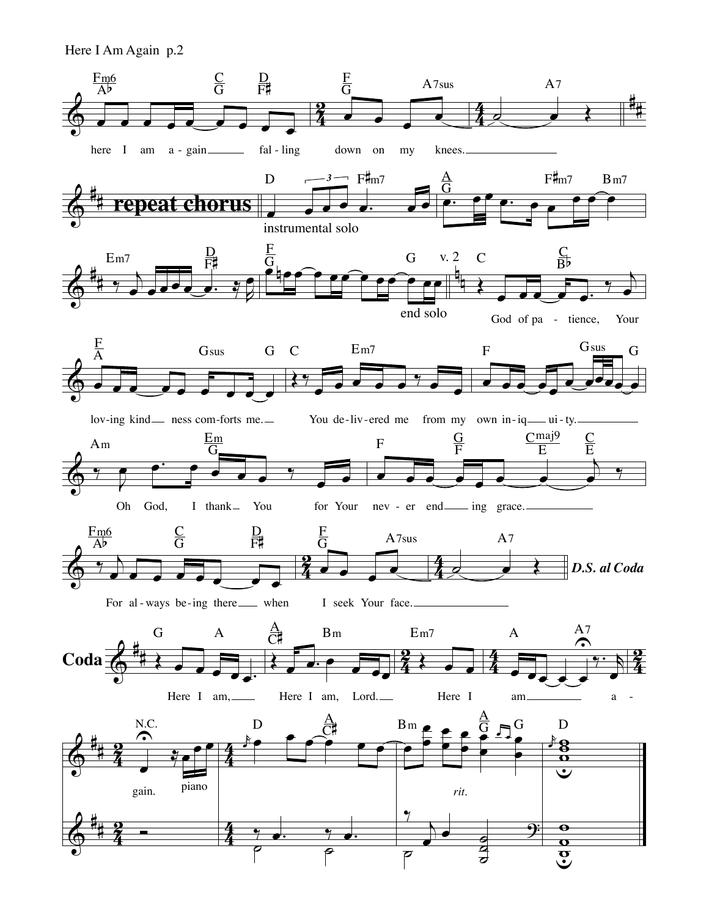here I am a - gain fal - ling down on my knees.

**repeat chorus**

instrumental solo

end solo

v. 2

God of pa - tience, Your lov - ing kind ness com - forts me.

You de - liv - ered me from my own in - iq ui - ty.

Oh God, I thank You for Your nev - er end ing grace.

For al - ways be - ing there when I seek Your face.

***D.S. al Coda***

**Coda**

Here I am, Here I am, Lord. Here I am a - gain.

piano

*rit.*